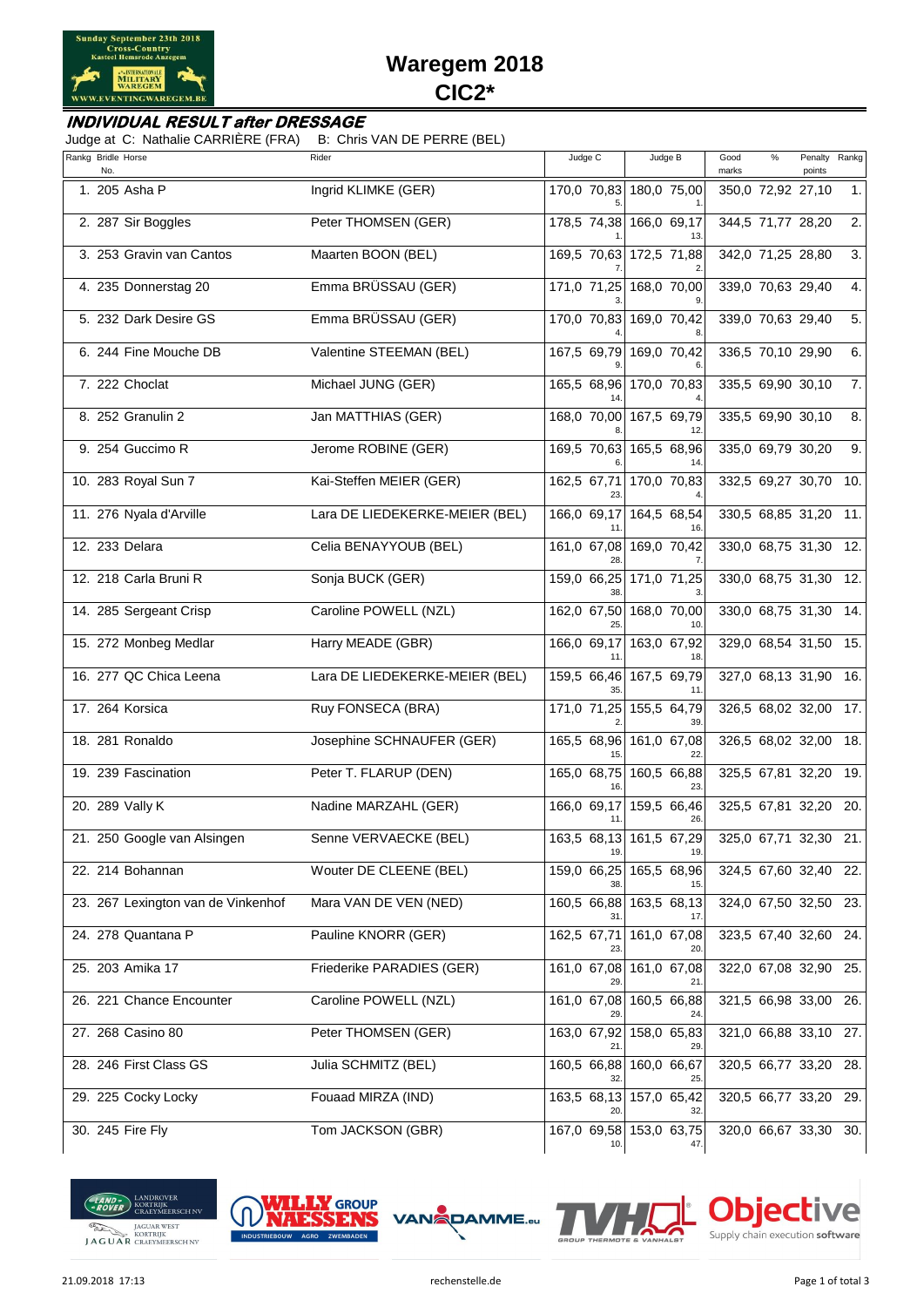# Waregem 2018

# CIC2*

## INDIVIDUAL RESULT after DRESSAGE

Judge at C: Nathalie CARRIÈRE (FRA) B: Chris VAN DE PERRE (BEL)

| Rankg | Bridle No. | Horse | Rider | Judge C | | Judge B | | Good marks | % | Penalty points | Rankg |
|---|---|---|---|---|---|---|---|---|---|---|---|
| 1. | 205 | Asha P | Ingrid KLIMKE (GER) | 170,0 | 70,83 (5.) | 180,0 | 75,00 (1.) | 350,0 | 72,92 | 27,10 | 1. |
| 2. | 287 | Sir Boggles | Peter THOMSEN (GER) | 178,5 | 74,38 (1.) | 166,0 | 69,17 (13.) | 344,5 | 71,77 | 28,20 | 2. |
| 3. | 253 | Gravin van Cantos | Maarten BOON (BEL) | 169,5 | 70,63 (7.) | 172,5 | 71,88 (2.) | 342,0 | 71,25 | 28,80 | 3. |
| 4. | 235 | Donnerstag 20 | Emma BRÜSSAU (GER) | 171,0 | 71,25 (3.) | 168,0 | 70,00 (9.) | 339,0 | 70,63 | 29,40 | 4. |
| 5. | 232 | Dark Desire GS | Emma BRÜSSAU (GER) | 170,0 | 70,83 (4.) | 169,0 | 70,42 (8.) | 339,0 | 70,63 | 29,40 | 5. |
| 6. | 244 | Fine Mouche DB | Valentine STEEMAN (BEL) | 167,5 | 69,79 (9.) | 169,0 | 70,42 (6.) | 336,5 | 70,10 | 29,90 | 6. |
| 7. | 222 | Choclat | Michael JUNG (GER) | 165,5 | 68,96 (14.) | 170,0 | 70,83 (4.) | 335,5 | 69,90 | 30,10 | 7. |
| 8. | 252 | Granulin 2 | Jan MATTHIAS (GER) | 168,0 | 70,00 (8.) | 167,5 | 69,79 (12.) | 335,5 | 69,90 | 30,10 | 8. |
| 9. | 254 | Guccimo R | Jerome ROBINE (GER) | 169,5 | 70,63 (6.) | 165,5 | 68,96 (14.) | 335,0 | 69,79 | 30,20 | 9. |
| 10. | 283 | Royal Sun 7 | Kai-Steffen MEIER (GER) | 162,5 | 67,71 (23.) | 170,0 | 70,83 (4.) | 332,5 | 69,27 | 30,70 | 10. |
| 11. | 276 | Nyala d'Arville | Lara DE LIEDEKERKE-MEIER (BEL) | 166,0 | 69,17 (11.) | 164,5 | 68,54 (16.) | 330,5 | 68,85 | 31,20 | 11. |
| 12. | 233 | Delara | Celia BENAYYOUB (BEL) | 161,0 | 67,08 (28.) | 169,0 | 70,42 (7.) | 330,0 | 68,75 | 31,30 | 12. |
| 12. | 218 | Carla Bruni R | Sonja BUCK (GER) | 159,0 | 66,25 (38.) | 171,0 | 71,25 (3.) | 330,0 | 68,75 | 31,30 | 12. |
| 14. | 285 | Sergeant Crisp | Caroline POWELL (NZL) | 162,0 | 67,50 (25.) | 168,0 | 70,00 (10.) | 330,0 | 68,75 | 31,30 | 14. |
| 15. | 272 | Monbeg Medlar | Harry MEADE (GBR) | 166,0 | 69,17 (11.) | 163,0 | 67,92 (18.) | 329,0 | 68,54 | 31,50 | 15. |
| 16. | 277 | QC Chica Leena | Lara DE LIEDEKERKE-MEIER (BEL) | 159,5 | 66,46 (35.) | 167,5 | 69,79 (11.) | 327,0 | 68,13 | 31,90 | 16. |
| 17. | 264 | Korsica | Ruy FONSECA (BRA) | 171,0 | 71,25 (2.) | 155,5 | 64,79 (39.) | 326,5 | 68,02 | 32,00 | 17. |
| 18. | 281 | Ronaldo | Josephine SCHNAUFER (GER) | 165,5 | 68,96 (15.) | 161,0 | 67,08 (22.) | 326,5 | 68,02 | 32,00 | 18. |
| 19. | 239 | Fascination | Peter T. FLARUP (DEN) | 165,0 | 68,75 (16.) | 160,5 | 66,88 (23.) | 325,5 | 67,81 | 32,20 | 19. |
| 20. | 289 | Vally K | Nadine MARZAHL (GER) | 166,0 | 69,17 (11.) | 159,5 | 66,46 (26.) | 325,5 | 67,81 | 32,20 | 20. |
| 21. | 250 | Google van Alsingen | Senne VERVAECKE (BEL) | 163,5 | 68,13 (19.) | 161,5 | 67,29 (19.) | 325,0 | 67,71 | 32,30 | 21. |
| 22. | 214 | Bohannan | Wouter DE CLEENE (BEL) | 159,0 | 66,25 (38.) | 165,5 | 68,96 (15.) | 324,5 | 67,60 | 32,40 | 22. |
| 23. | 267 | Lexington van de Vinkenhof | Mara VAN DE VEN (NED) | 160,5 | 66,88 (31.) | 163,5 | 68,13 (17.) | 324,0 | 67,50 | 32,50 | 23. |
| 24. | 278 | Quantana P | Pauline KNORR (GER) | 162,5 | 67,71 (23.) | 161,0 | 67,08 (20.) | 323,5 | 67,40 | 32,60 | 24. |
| 25. | 203 | Amika 17 | Friederike PARADIES (GER) | 161,0 | 67,08 (29.) | 161,0 | 67,08 (21.) | 322,0 | 67,08 | 32,90 | 25. |
| 26. | 221 | Chance Encounter | Caroline POWELL (NZL) | 161,0 | 67,08 (29.) | 160,5 | 66,88 (24.) | 321,5 | 66,98 | 33,00 | 26. |
| 27. | 268 | Casino 80 | Peter THOMSEN (GER) | 163,0 | 67,92 (21.) | 158,0 | 65,83 (29.) | 321,0 | 66,88 | 33,10 | 27. |
| 28. | 246 | First Class GS | Julia SCHMITZ (BEL) | 160,5 | 66,88 (32.) | 160,0 | 66,67 (25.) | 320,5 | 66,77 | 33,20 | 28. |
| 29. | 225 | Cocky Locky | Fouaad MIRZA (IND) | 163,5 | 68,13 (20.) | 157,0 | 65,42 (32.) | 320,5 | 66,77 | 33,20 | 29. |
| 30. | 245 | Fire Fly | Tom JACKSON (GBR) | 167,0 | 69,58 (10.) | 153,0 | 63,75 (47.) | 320,0 | 66,67 | 33,30 | 30. |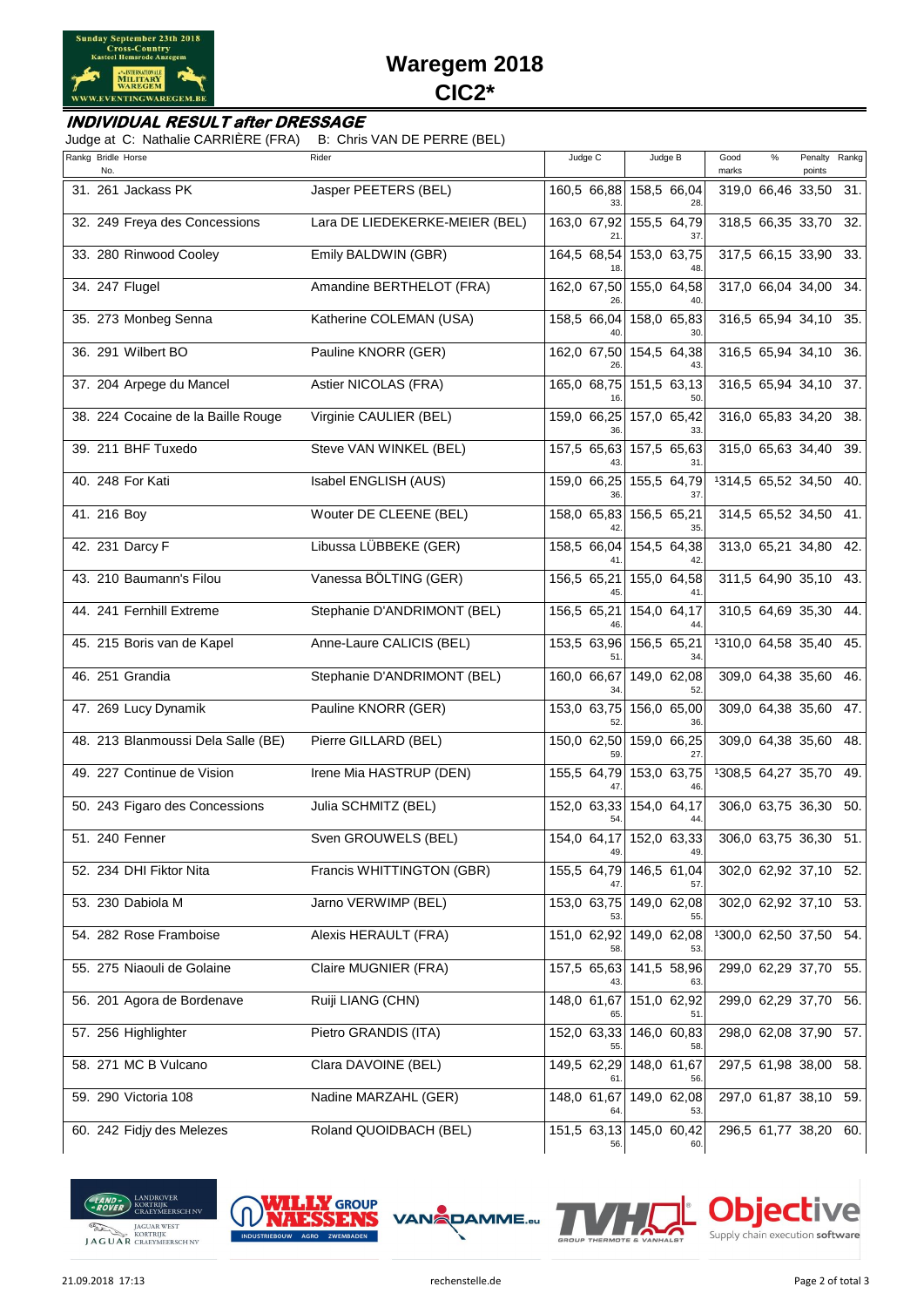# Waregem 2018
## CIC2*

### *INDIVIDUAL RESULT after DRESSAGE*

Judge at C: Nathalie CARRIÈRE (FRA)    B: Chris VAN DE PERRE (BEL)

| Rankg | Bridle No. | Horse | Rider | Judge C | | Rank C | Judge B | | Rank B | Good marks | % | Penalty points | Rankg |
|---|---|---|---|---|---|---|---|---|---|---|---|---|---|
| 31. | 261 | Jackass PK | Jasper PEETERS (BEL) | 160,5 | 66,88 | 33. | 158,5 | 66,04 | 28. | 319,0 | 66,46 | 33,50 | 31. |
| 32. | 249 | Freya des Concessions | Lara DE LIEDEKERKE-MEIER (BEL) | 163,0 | 67,92 | 21. | 155,5 | 64,79 | 37. | 318,5 | 66,35 | 33,70 | 32. |
| 33. | 280 | Rinwood Cooley | Emily BALDWIN (GBR) | 164,5 | 68,54 | 18. | 153,0 | 63,75 | 48. | 317,5 | 66,15 | 33,90 | 33. |
| 34. | 247 | Flugel | Amandine BERTHELOT (FRA) | 162,0 | 67,50 | 26. | 155,0 | 64,58 | 40. | 317,0 | 66,04 | 34,00 | 34. |
| 35. | 273 | Monbeg Senna | Katherine COLEMAN (USA) | 158,5 | 66,04 | 40. | 158,0 | 65,83 | 30. | 316,5 | 65,94 | 34,10 | 35. |
| 36. | 291 | Wilbert BO | Pauline KNORR (GER) | 162,0 | 67,50 | 26. | 154,5 | 64,38 | 43. | 316,5 | 65,94 | 34,10 | 36. |
| 37. | 204 | Arpege du Mancel | Astier NICOLAS (FRA) | 165,0 | 68,75 | 16. | 151,5 | 63,13 | 50. | 316,5 | 65,94 | 34,10 | 37. |
| 38. | 224 | Cocaine de la Baille Rouge | Virginie CAULIER (BEL) | 159,0 | 66,25 | 36. | 157,0 | 65,42 | 33. | 316,0 | 65,83 | 34,20 | 38. |
| 39. | 211 | BHF Tuxedo | Steve VAN WINKEL (BEL) | 157,5 | 65,63 | 43. | 157,5 | 65,63 | 31. | 315,0 | 65,63 | 34,40 | 39. |
| 40. | 248 | For Kati | Isabel ENGLISH (AUS) | 159,0 | 66,25 | 36. | 155,5 | 64,79 | 37. | [1]314,5 | 65,52 | 34,50 | 40. |
| 41. | 216 | Boy | Wouter DE CLEENE (BEL) | 158,0 | 65,83 | 42. | 156,5 | 65,21 | 35. | 314,5 | 65,52 | 34,50 | 41. |
| 42. | 231 | Darcy F | Libussa LÜBBEKE (GER) | 158,5 | 66,04 | 41. | 154,5 | 64,38 | 42. | 313,0 | 65,21 | 34,80 | 42. |
| 43. | 210 | Baumann's Filou | Vanessa BÖLTING (GER) | 156,5 | 65,21 | 45. | 155,0 | 64,58 | 41. | 311,5 | 64,90 | 35,10 | 43. |
| 44. | 241 | Fernhill Extreme | Stephanie D'ANDRIMONT (BEL) | 156,5 | 65,21 | 46. | 154,0 | 64,17 | 44. | 310,5 | 64,69 | 35,30 | 44. |
| 45. | 215 | Boris van de Kapel | Anne-Laure CALICIS (BEL) | 153,5 | 63,96 | 51. | 156,5 | 65,21 | 34. | [1]310,0 | 64,58 | 35,40 | 45. |
| 46. | 251 | Grandia | Stephanie D'ANDRIMONT (BEL) | 160,0 | 66,67 | 34. | 149,0 | 62,08 | 52. | 309,0 | 64,38 | 35,60 | 46. |
| 47. | 269 | Lucy Dynamik | Pauline KNORR (GER) | 153,0 | 63,75 | 52. | 156,0 | 65,00 | 36. | 309,0 | 64,38 | 35,60 | 47. |
| 48. | 213 | Blanmoussi Dela Salle (BE) | Pierre GILLARD (BEL) | 150,0 | 62,50 | 59. | 159,0 | 66,25 | 27. | 309,0 | 64,38 | 35,60 | 48. |
| 49. | 227 | Continue de Vision | Irene Mia HASTRUP (DEN) | 155,5 | 64,79 | 47. | 153,0 | 63,75 | 46. | [1]308,5 | 64,27 | 35,70 | 49. |
| 50. | 243 | Figaro des Concessions | Julia SCHMITZ (BEL) | 152,0 | 63,33 | 54. | 154,0 | 64,17 | 44. | 306,0 | 63,75 | 36,30 | 50. |
| 51. | 240 | Fenner | Sven GROUWELS (BEL) | 154,0 | 64,17 | 49. | 152,0 | 63,33 | 49. | 306,0 | 63,75 | 36,30 | 51. |
| 52. | 234 | DHI Fiktor Nita | Francis WHITTINGTON (GBR) | 155,5 | 64,79 | 47. | 146,5 | 61,04 | 57. | 302,0 | 62,92 | 37,10 | 52. |
| 53. | 230 | Dabiola M | Jarno VERWIMP (BEL) | 153,0 | 63,75 | 53. | 149,0 | 62,08 | 55. | 302,0 | 62,92 | 37,10 | 53. |
| 54. | 282 | Rose Framboise | Alexis HERAULT (FRA) | 151,0 | 62,92 | 58. | 149,0 | 62,08 | 53. | [1]300,0 | 62,50 | 37,50 | 54. |
| 55. | 275 | Niaouli de Golaine | Claire MUGNIER (FRA) | 157,5 | 65,63 | 43. | 141,5 | 58,96 | 63. | 299,0 | 62,29 | 37,70 | 55. |
| 56. | 201 | Agora de Bordenave | Ruiji LIANG (CHN) | 148,0 | 61,67 | 65. | 151,0 | 62,92 | 51. | 299,0 | 62,29 | 37,70 | 56. |
| 57. | 256 | Highlighter | Pietro GRANDIS (ITA) | 152,0 | 63,33 | 55. | 146,0 | 60,83 | 58. | 298,0 | 62,08 | 37,90 | 57. |
| 58. | 271 | MC B Vulcano | Clara DAVOINE (BEL) | 149,5 | 62,29 | 61. | 148,0 | 61,67 | 56. | 297,5 | 61,98 | 38,00 | 58. |
| 59. | 290 | Victoria 108 | Nadine MARZAHL (GER) | 148,0 | 61,67 | 64. | 149,0 | 62,08 | 53. | 297,0 | 61,87 | 38,10 | 59. |
| 60. | 242 | Fidjy des Melezes | Roland QUOIDBACH (BEL) | 151,5 | 63,13 | 56. | 145,0 | 60,42 | 60. | 296,5 | 61,77 | 38,20 | 60. |

21.09.2018 17:13    rechenstelle.de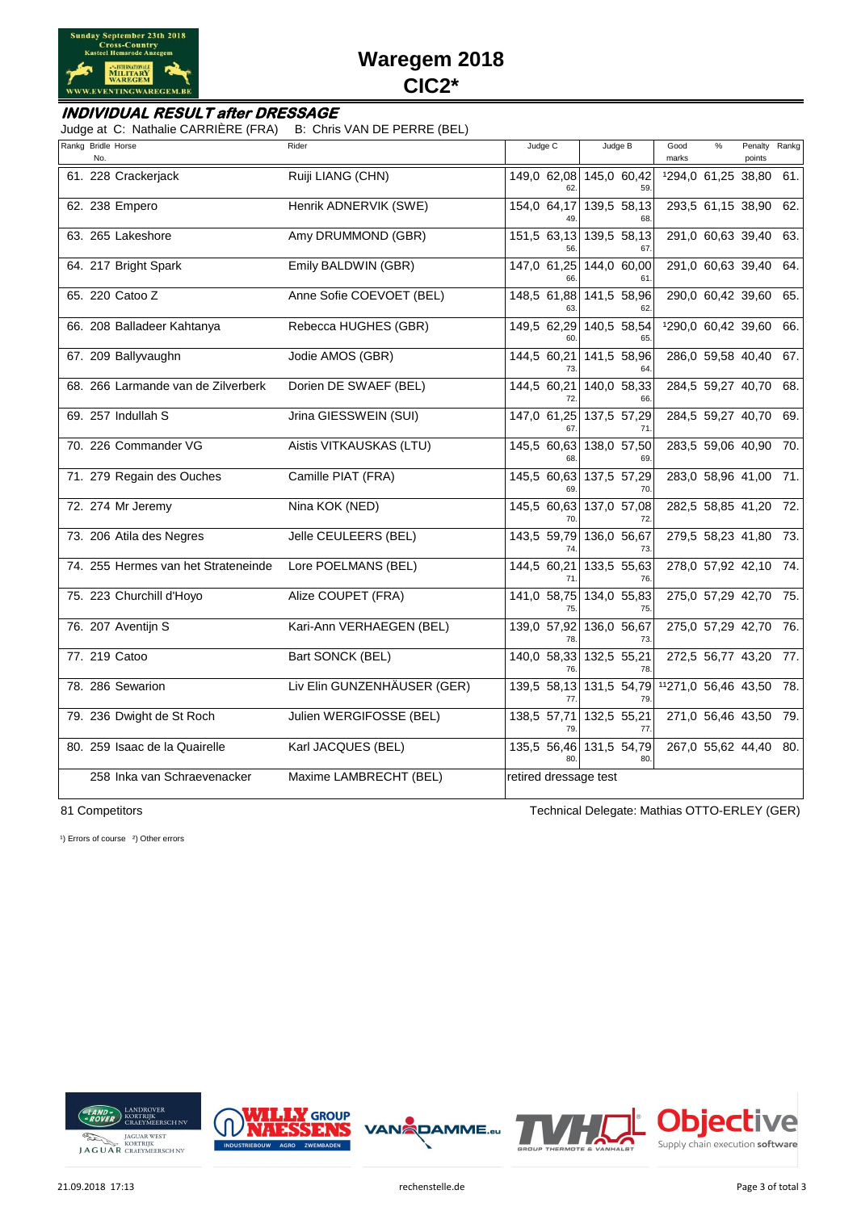# Waregem 2018

## CIC2*

### INDIVIDUAL RESULT after DRESSAGE

Judge at C: Nathalie CARRIÈRE (FRA) B: Chris VAN DE PERRE (BEL)

| Rankg | Bridle No. | Horse | Rider | Judge C | | | Judge B | | | Good marks | % | Penalty points | Rankg |
|---|---|---|---|---|---|---|---|---|---|---|---|---|---|
| 61. | 228 | Crackerjack | Ruiji LIANG (CHN) | 149,0 | 62,08 | 62. | 145,0 | 60,42 | 59. | [1]294,0 | 61,25 | 38,80 | 61. |
| 62. | 238 | Empero | Henrik ADNERVIK (SWE) | 154,0 | 64,17 | 49. | 139,5 | 58,13 | 68. | 293,5 | 61,15 | 38,90 | 62. |
| 63. | 265 | Lakeshore | Amy DRUMMOND (GBR) | 151,5 | 63,13 | 56. | 139,5 | 58,13 | 67. | 291,0 | 60,63 | 39,40 | 63. |
| 64. | 217 | Bright Spark | Emily BALDWIN (GBR) | 147,0 | 61,25 | 66. | 144,0 | 60,00 | 61. | 291,0 | 60,63 | 39,40 | 64. |
| 65. | 220 | Catoo Z | Anne Sofie COEVOET (BEL) | 148,5 | 61,88 | 63. | 141,5 | 58,96 | 62. | 290,0 | 60,42 | 39,60 | 65. |
| 66. | 208 | Balladeer Kahtanya | Rebecca HUGHES (GBR) | 149,5 | 62,29 | 60. | 140,5 | 58,54 | 65. | [1]290,0 | 60,42 | 39,60 | 66. |
| 67. | 209 | Ballyvaughn | Jodie AMOS (GBR) | 144,5 | 60,21 | 73. | 141,5 | 58,96 | 64. | 286,0 | 59,58 | 40,40 | 67. |
| 68. | 266 | Larmande van de Zilverberk | Dorien DE SWAEF (BEL) | 144,5 | 60,21 | 72. | 140,0 | 58,33 | 66. | 284,5 | 59,27 | 40,70 | 68. |
| 69. | 257 | Indullah S | Jrina GIESSWEIN (SUI) | 147,0 | 61,25 | 67. | 137,5 | 57,29 | 71. | 284,5 | 59,27 | 40,70 | 69. |
| 70. | 226 | Commander VG | Aistis VITKAUSKAS (LTU) | 145,5 | 60,63 | 68. | 138,0 | 57,50 | 69. | 283,5 | 59,06 | 40,90 | 70. |
| 71. | 279 | Regain des Ouches | Camille PIAT (FRA) | 145,5 | 60,63 | 69. | 137,5 | 57,29 | 70. | 283,0 | 58,96 | 41,00 | 71. |
| 72. | 274 | Mr Jeremy | Nina KOK (NED) | 145,5 | 60,63 | 70. | 137,0 | 57,08 | 72. | 282,5 | 58,85 | 41,20 | 72. |
| 73. | 206 | Atila des Negres | Jelle CEULEERS (BEL) | 143,5 | 59,79 | 74. | 136,0 | 56,67 | 73. | 279,5 | 58,23 | 41,80 | 73. |
| 74. | 255 | Hermes van het Strateneinde | Lore POELMANS (BEL) | 144,5 | 60,21 | 71. | 133,5 | 55,63 | 76. | 278,0 | 57,92 | 42,10 | 74. |
| 75. | 223 | Churchill d'Hoyo | Alize COUPET (FRA) | 141,0 | 58,75 | 75. | 134,0 | 55,83 | 75. | 275,0 | 57,29 | 42,70 | 75. |
| 76. | 207 | Aventijn S | Kari-Ann VERHAEGEN (BEL) | 139,0 | 57,92 | 78. | 136,0 | 56,67 | 73. | 275,0 | 57,29 | 42,70 | 76. |
| 77. | 219 | Catoo | Bart SONCK (BEL) | 140,0 | 58,33 | 76. | 132,5 | 55,21 | 78. | 272,5 | 56,77 | 43,20 | 77. |
| 78. | 286 | Sewarion | Liv Elin GUNZENHÄUSER (GER) | 139,5 | 58,13 | 77. | 131,5 | 54,79 | 79. | [11]271,0 | 56,46 | 43,50 | 78. |
| 79. | 236 | Dwight de St Roch | Julien WERGIFOSSE (BEL) | 138,5 | 57,71 | 79. | 132,5 | 55,21 | 77. | 271,0 | 56,46 | 43,50 | 79. |
| 80. | 259 | Isaac de la Quairelle | Karl JACQUES (BEL) | 135,5 | 56,46 | 80. | 131,5 | 54,79 | 80. | 267,0 | 55,62 | 44,40 | 80. |
| | 258 | Inka van Schraevenacker | Maxime LAMBRECHT (BEL) | retired dressage test | | | | | | | | | |

81 Competitors

Technical Delegate: Mathias OTTO-ERLEY (GER)

[1]) Errors of course [2]) Other errors